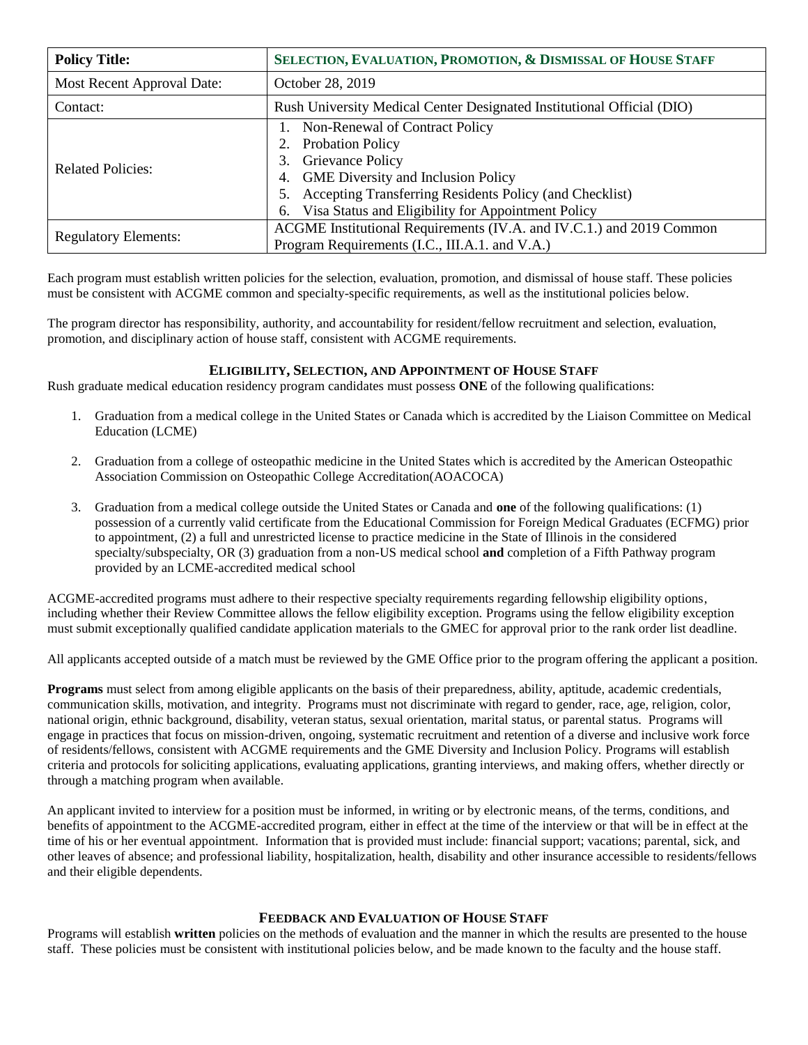| Policy Title: | **SELECTION, EVALUATION, PROMOTION, & DISMISSAL OF HOUSE STAFF** |
|---|---|
| Most Recent Approval Date: | October 28, 2019 |
| Contact: | Rush University Medical Center Designated Institutional Official (DIO) |
| Related Policies: | 1. Non-Renewal of Contract Policy<br>2. Probation Policy<br>3. Grievance Policy<br>4. GME Diversity and Inclusion Policy<br>5. Accepting Transferring Residents Policy (and Checklist)<br>6. Visa Status and Eligibility for Appointment Policy |
| Regulatory Elements: | ACGME Institutional Requirements (IV.A. and IV.C.1.) and 2019 Common Program Requirements (I.C., III.A.1. and V.A.) |

Each program must establish written policies for the selection, evaluation, promotion, and dismissal of house staff. These policies must be consistent with ACGME common and specialty-specific requirements, as well as the institutional policies below.

The program director has responsibility, authority, and accountability for resident/fellow recruitment and selection, evaluation, promotion, and disciplinary action of house staff, consistent with ACGME requirements.

## ELIGIBILITY, SELECTION, AND APPOINTMENT OF HOUSE STAFF

Rush graduate medical education residency program candidates must possess **ONE** of the following qualifications:

1. Graduation from a medical college in the United States or Canada which is accredited by the Liaison Committee on Medical Education (LCME)

2. Graduation from a college of osteopathic medicine in the United States which is accredited by the American Osteopathic Association Commission on Osteopathic College Accreditation(AOACOCA)

3. Graduation from a medical college outside the United States or Canada and **one** of the following qualifications: (1) possession of a currently valid certificate from the Educational Commission for Foreign Medical Graduates (ECFMG) prior to appointment, (2) a full and unrestricted license to practice medicine in the State of Illinois in the considered specialty/subspecialty, OR (3) graduation from a non-US medical school **and** completion of a Fifth Pathway program provided by an LCME-accredited medical school

ACGME-accredited programs must adhere to their respective specialty requirements regarding fellowship eligibility options, including whether their Review Committee allows the fellow eligibility exception. Programs using the fellow eligibility exception must submit exceptionally qualified candidate application materials to the GMEC for approval prior to the rank order list deadline.

All applicants accepted outside of a match must be reviewed by the GME Office prior to the program offering the applicant a position.

**Programs** must select from among eligible applicants on the basis of their preparedness, ability, aptitude, academic credentials, communication skills, motivation, and integrity. Programs must not discriminate with regard to gender, race, age, religion, color, national origin, ethnic background, disability, veteran status, sexual orientation, marital status, or parental status. Programs will engage in practices that focus on mission-driven, ongoing, systematic recruitment and retention of a diverse and inclusive work force of residents/fellows, consistent with ACGME requirements and the GME Diversity and Inclusion Policy. Programs will establish criteria and protocols for soliciting applications, evaluating applications, granting interviews, and making offers, whether directly or through a matching program when available.

An applicant invited to interview for a position must be informed, in writing or by electronic means, of the terms, conditions, and benefits of appointment to the ACGME-accredited program, either in effect at the time of the interview or that will be in effect at the time of his or her eventual appointment. Information that is provided must include: financial support; vacations; parental, sick, and other leaves of absence; and professional liability, hospitalization, health, disability and other insurance accessible to residents/fellows and their eligible dependents.

## FEEDBACK AND EVALUATION OF HOUSE STAFF

Programs will establish **written** policies on the methods of evaluation and the manner in which the results are presented to the house staff. These policies must be consistent with institutional policies below, and be made known to the faculty and the house staff.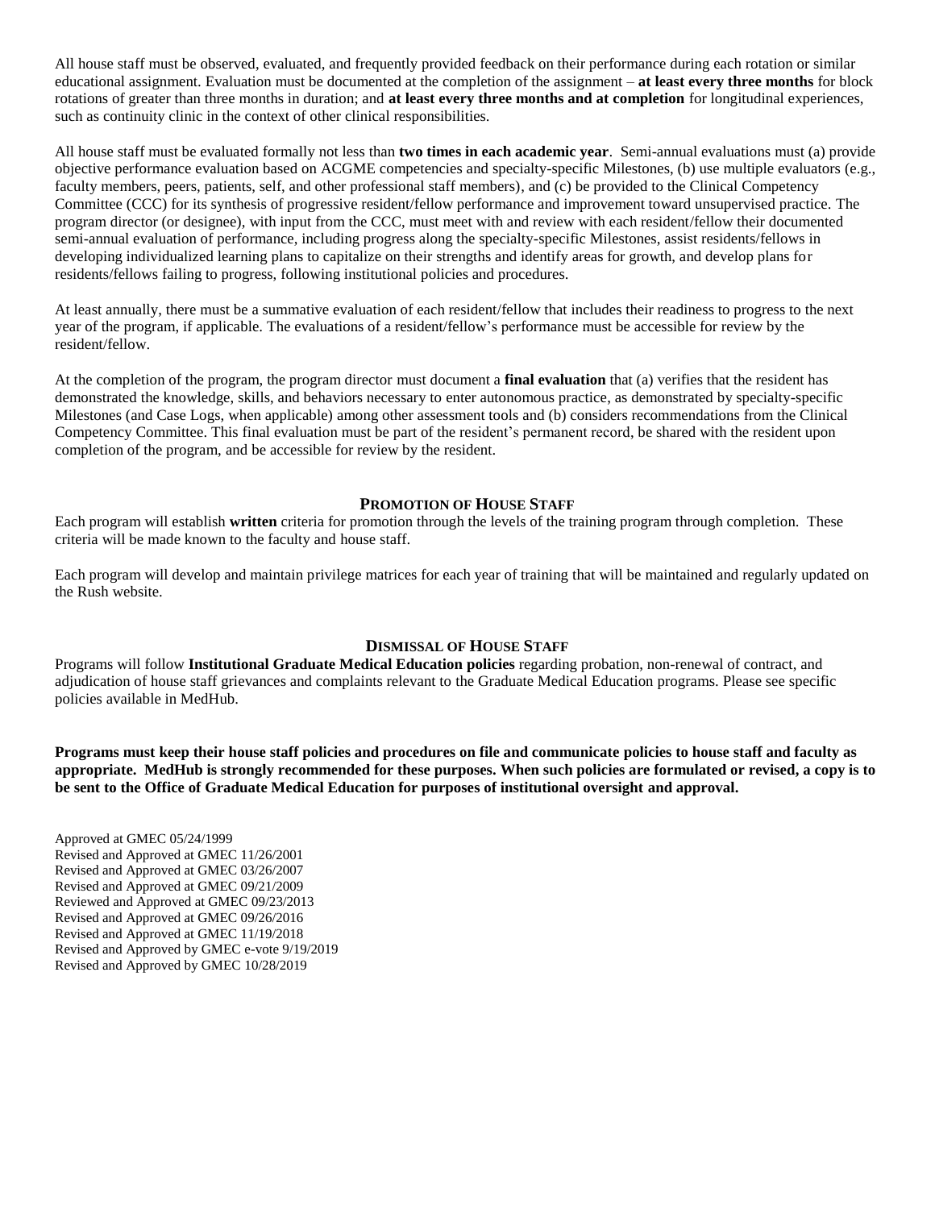All house staff must be observed, evaluated, and frequently provided feedback on their performance during each rotation or similar educational assignment. Evaluation must be documented at the completion of the assignment – **at least every three months** for block rotations of greater than three months in duration; and **at least every three months and at completion** for longitudinal experiences, such as continuity clinic in the context of other clinical responsibilities.

All house staff must be evaluated formally not less than **two times in each academic year**. Semi-annual evaluations must (a) provide objective performance evaluation based on ACGME competencies and specialty-specific Milestones, (b) use multiple evaluators (e.g., faculty members, peers, patients, self, and other professional staff members), and (c) be provided to the Clinical Competency Committee (CCC) for its synthesis of progressive resident/fellow performance and improvement toward unsupervised practice. The program director (or designee), with input from the CCC, must meet with and review with each resident/fellow their documented semi-annual evaluation of performance, including progress along the specialty-specific Milestones, assist residents/fellows in developing individualized learning plans to capitalize on their strengths and identify areas for growth, and develop plans for residents/fellows failing to progress, following institutional policies and procedures.

At least annually, there must be a summative evaluation of each resident/fellow that includes their readiness to progress to the next year of the program, if applicable. The evaluations of a resident/fellow's performance must be accessible for review by the resident/fellow.

At the completion of the program, the program director must document a **final evaluation** that (a) verifies that the resident has demonstrated the knowledge, skills, and behaviors necessary to enter autonomous practice, as demonstrated by specialty-specific Milestones (and Case Logs, when applicable) among other assessment tools and (b) considers recommendations from the Clinical Competency Committee. This final evaluation must be part of the resident's permanent record, be shared with the resident upon completion of the program, and be accessible for review by the resident.

## PROMOTION OF HOUSE STAFF

Each program will establish **written** criteria for promotion through the levels of the training program through completion. These criteria will be made known to the faculty and house staff.

Each program will develop and maintain privilege matrices for each year of training that will be maintained and regularly updated on the Rush website.

## DISMISSAL OF HOUSE STAFF

Programs will follow **Institutional Graduate Medical Education policies** regarding probation, non-renewal of contract, and adjudication of house staff grievances and complaints relevant to the Graduate Medical Education programs. Please see specific policies available in MedHub.

**Programs must keep their house staff policies and procedures on file and communicate policies to house staff and faculty as appropriate. MedHub is strongly recommended for these purposes. When such policies are formulated or revised, a copy is to be sent to the Office of Graduate Medical Education for purposes of institutional oversight and approval.**

Approved at GMEC 05/24/1999
Revised and Approved at GMEC 11/26/2001
Revised and Approved at GMEC 03/26/2007
Revised and Approved at GMEC 09/21/2009
Reviewed and Approved at GMEC 09/23/2013
Revised and Approved at GMEC 09/26/2016
Revised and Approved at GMEC 11/19/2018
Revised and Approved by GMEC e-vote 9/19/2019
Revised and Approved by GMEC 10/28/2019